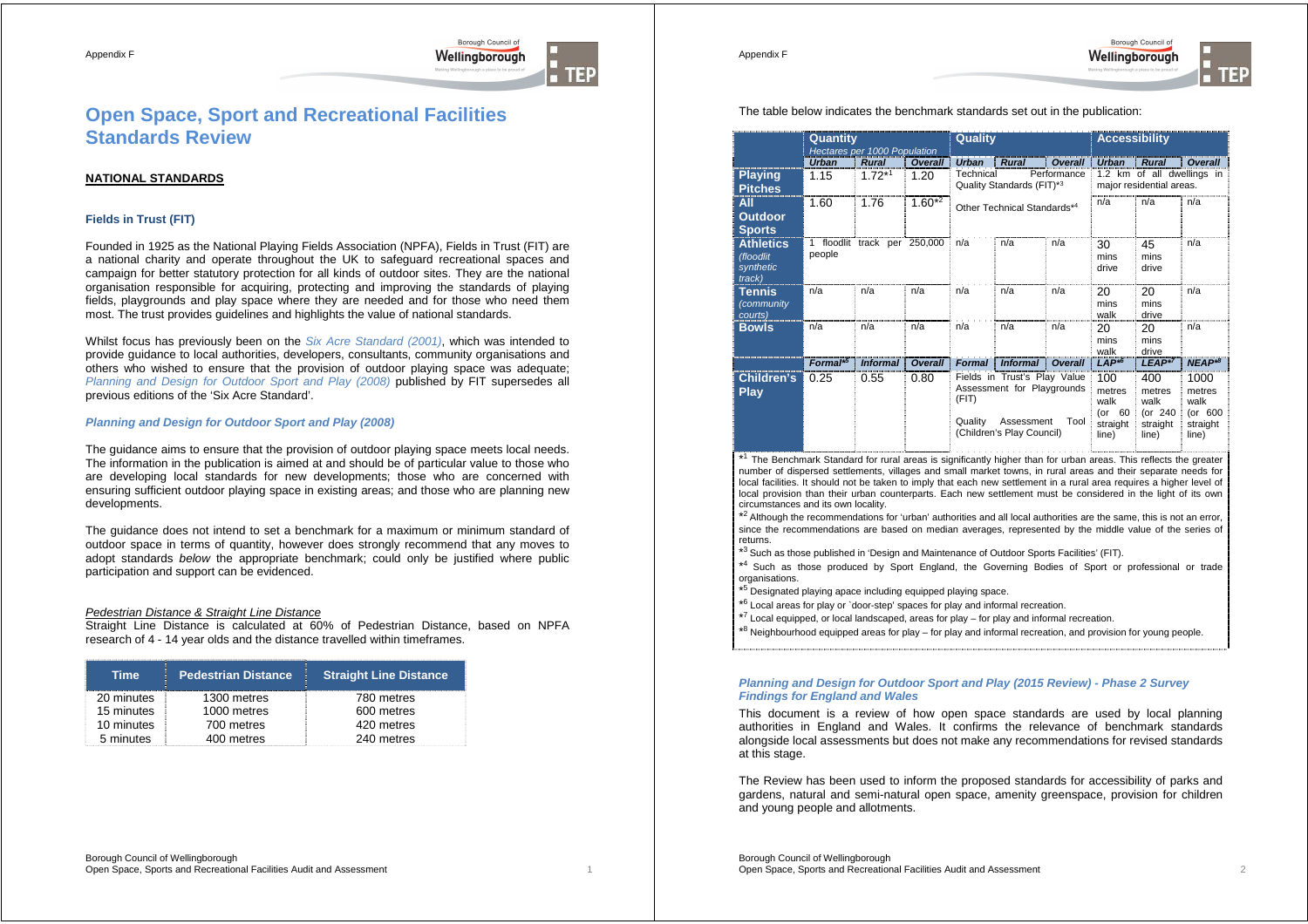# Open Space, Sport and Recreational Facilities Standards Review

## NATIONAL STANDARDS

### Fields in Trust (FIT)

Founded in 1925 as the National Playing Fields Association (NPFA), Fields in Trust (FIT) are a national charity and operate throughout the UK to safeguard recreational spaces and campaign for better statutory protection for all kinds of outdoor sites. They are the national organisation responsible for acquiring, protecting and improving the standards of playing fields, playgrounds and play space where they are needed and for those who need them most. The trust provides guidelines and highlights the value of national standards.

Whilst focus has previously been on the *Six Acre Standard (2001)*, which was intended to provide guidance to local authorities, developers, consultants, community organisations and others who wished to ensure that the provision of outdoor playing space was adequate; *Planning and Design for Outdoor Sport and Play (2008)* published by FIT supersedes all previous editions of the 'Six Acre Standard'.

### *Planning and Design for Outdoor Sport and Play (2008)*

The guidance aims to ensure that the provision of outdoor playing space meets local needs. The information in the publication is aimed at and should be of particular value to those who are developing local standards for new developments; those who are concerned with ensuring sufficient outdoor playing space in existing areas; and those who are planning new developments.

The guidance does not intend to set a benchmark for a maximum or minimum standard of outdoor space in terms of quantity, however does strongly recommend that any moves to adopt standards *below* the appropriate benchmark; could only be justified where public participation and support can be evidenced.

#### *Pedestrian Distance & Straight Line Distance*

Straight Line Distance is calculated at 60% of Pedestrian Distance, based on NPFA research of 4 - 14 year olds and the distance travelled within timeframes.

| Time | Pedestrian Distance | Straight Line Distance |
|---|---|---|
| 20 minutes | 1300 metres | 780 metres |
| 15 minutes | 1000 metres | 600 metres |
| 10 minutes | 700 metres | 420 metres |
| 5 minutes | 400 metres | 240 metres |

The table below indicates the benchmark standards set out in the publication:

| | Quantity *Hectares per 1000 Population* | | | Quality | | | Accessibility | | |
|---|---|---|---|---|---|---|---|---|---|
| | *Urban* | *Rural* | *Overall* | *Urban* | *Rural* | *Overall* | *Urban* | *Rural* | *Overall* |
| **Playing Pitches** | 1.15 | 1.72*[1] | 1.20 | Technical Performance Quality Standards (FIT)*[3] | | | 1.2 km of all dwellings in major residential areas. | | |
| **All Outdoor Sports** | 1.60 | 1.76 | 1.60*[2] | Other Technical Standards*[4] | | | n/a | n/a | n/a |
| **Athletics** *(floodlit synthetic track)* | 1 floodlit track per 250,000 people | | | n/a | n/a | n/a | 30 mins drive | 45 mins drive | n/a |
| **Tennis** *(community courts)* | n/a | n/a | n/a | n/a | n/a | n/a | 20 mins walk | 20 mins drive | n/a |
| **Bowls** | n/a | n/a | n/a | n/a | n/a | n/a | 20 mins walk | 20 mins drive | n/a |
| | *Formal*[5] | *Informal* | *Overall* | *Formal* | *Informal* | *Overall* | *LAP*[6]* | *LEAP*[7]* | *NEAP*[8]* |
| **Children's Play** | 0.25 | 0.55 | 0.80 | Fields in Trust's Play Value Assessment for Playgrounds (FIT) Quality Assessment Tool (Children's Play Council) | | | 100 metres walk (or 60 straight line) | 400 metres walk (or 240 straight line) | 1000 metres walk (or 600 straight line) |

*[1] The Benchmark Standard for rural areas is significantly higher than for urban areas. This reflects the greater number of dispersed settlements, villages and small market towns, in rural areas and their separate needs for local facilities. It should not be taken to imply that each new settlement in a rural area requires a higher level of local provision than their urban counterparts. Each new settlement must be considered in the light of its own circumstances and its own locality.

*[2] Although the recommendations for 'urban' authorities and all local authorities are the same, this is not an error, since the recommendations are based on median averages, represented by the middle value of the series of returns.

*[3] Such as those published in 'Design and Maintenance of Outdoor Sports Facilities' (FIT).

*[4] Such as those produced by Sport England, the Governing Bodies of Sport or professional or trade organisations.

*[5] Designated playing apace including equipped playing space.

*[6] Local areas for play or `door-step' spaces for play and informal recreation.

*[7] Local equipped, or local landscaped, areas for play – for play and informal recreation.

*[8] Neighbourhood equipped areas for play – for play and informal recreation, and provision for young people.

### *Planning and Design for Outdoor Sport and Play (2015 Review) - Phase 2 Survey Findings for England and Wales*

This document is a review of how open space standards are used by local planning authorities in England and Wales. It confirms the relevance of benchmark standards alongside local assessments but does not make any recommendations for revised standards at this stage.

The Review has been used to inform the proposed standards for accessibility of parks and gardens, natural and semi-natural open space, amenity greenspace, provision for children and young people and allotments.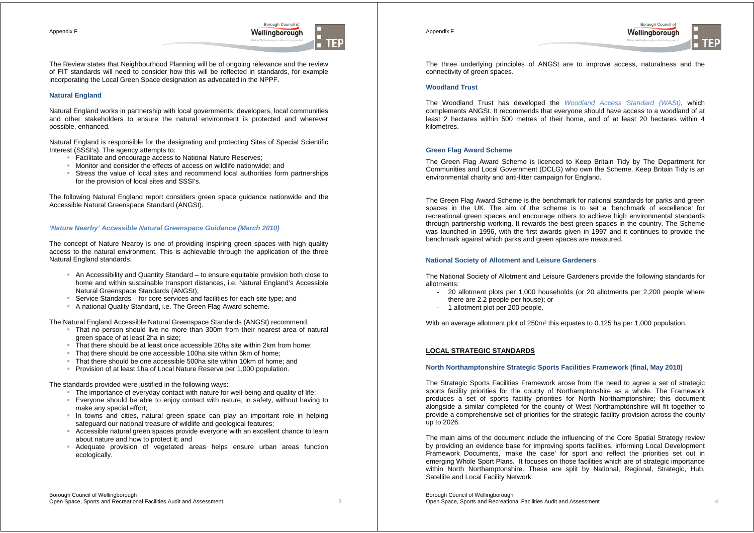The Review states that Neighbourhood Planning will be of ongoing relevance and the review of FIT standards will need to consider how this will be reflected in standards, for example incorporating the Local Green Space designation as advocated in the NPPF.

### Natural England

Natural England works in partnership with local governments, developers, local communities and other stakeholders to ensure the natural environment is protected and wherever possible, enhanced.

Natural England is responsible for the designating and protecting Sites of Special Scientific Interest (SSSI's). The agency attempts to:

- Facilitate and encourage access to National Nature Reserves;
- Monitor and consider the effects of access on wildlife nationwide; and
- Stress the value of local sites and recommend local authorities form partnerships for the provision of local sites and SSSI's.

The following Natural England report considers green space guidance nationwide and the Accessible Natural Greenspace Standard (ANGSt).

#### *'Nature Nearby' Accessible Natural Greenspace Guidance (March 2010)*

The concept of Nature Nearby is one of providing inspiring green spaces with high quality access to the natural environment. This is achievable through the application of the three Natural England standards:

- An Accessibility and Quantity Standard – to ensure equitable provision both close to home and within sustainable transport distances, i.e. Natural England's Accessible Natural Greenspace Standards (ANGSt);
- Service Standards – for core services and facilities for each site type; and
- A national Quality Standard**,** i.e. The Green Flag Award scheme.

The Natural England Accessible Natural Greenspace Standards (ANGSt) recommend:

- That no person should live no more than 300m from their nearest area of natural green space of at least 2ha in size;
- That there should be at least once accessible 20ha site within 2km from home;
- That there should be one accessible 100ha site within 5km of home;
- That there should be one accessible 500ha site within 10km of home; and
- Provision of at least 1ha of Local Nature Reserve per 1,000 population.

The standards provided were justified in the following ways:

- The importance of everyday contact with nature for well-being and quality of life;
- Everyone should be able to enjoy contact with nature, in safety, without having to make any special effort;
- In towns and cities, natural green space can play an important role in helping safeguard our national treasure of wildlife and geological features;
- Accessible natural green spaces provide everyone with an excellent chance to learn about nature and how to protect it; and
- Adequate provision of vegetated areas helps ensure urban areas function ecologically.

The three underlying principles of ANGSt are to improve access, naturalness and the connectivity of green spaces.

### Woodland Trust

The Woodland Trust has developed the *Woodland Access Standard (WASt)*, which complements ANGSt. It recommends that everyone should have access to a woodland of at least 2 hectares within 500 metres of their home, and of at least 20 hectares within 4 kilometres.

### Green Flag Award Scheme

The Green Flag Award Scheme is licenced to Keep Britain Tidy by The Department for Communities and Local Government (DCLG) who own the Scheme. Keep Britain Tidy is an environmental charity and anti-litter campaign for England.

The Green Flag Award Scheme is the benchmark for national standards for parks and green spaces in the UK. The aim of the scheme is to set a 'benchmark of excellence' for recreational green spaces and encourage others to achieve high environmental standards through partnership working. It rewards the best green spaces in the country. The Scheme was launched in 1996, with the first awards given in 1997 and it continues to provide the benchmark against which parks and green spaces are measured.

### National Society of Allotment and Leisure Gardeners

The National Society of Allotment and Leisure Gardeners provide the following standards for allotments:

- 20 allotment plots per 1,000 households (or 20 allotments per 2,200 people where there are 2.2 people per house); or
- 1 allotment plot per 200 people.

With an average allotment plot of 250m² this equates to 0.125 ha per 1,000 population.

## LOCAL STRATEGIC STANDARDS

### North Northamptonshire Strategic Sports Facilities Framework (final, May 2010)

The Strategic Sports Facilities Framework arose from the need to agree a set of strategic sports facility priorities for the county of Northamptonshire as a whole. The Framework produces a set of sports facility priorities for North Northamptonshire; this document alongside a similar completed for the county of West Northamptonshire will fit together to provide a comprehensive set of priorities for the strategic facility provision across the county up to 2026.

The main aims of the document include the influencing of the Core Spatial Strategy review by providing an evidence base for improving sports facilities, informing Local Development Framework Documents, 'make the case' for sport and reflect the priorities set out in emerging Whole Sport Plans. It focuses on those facilities which are of strategic importance within North Northamptonshire. These are split by National, Regional, Strategic, Hub, Satellite and Local Facility Network.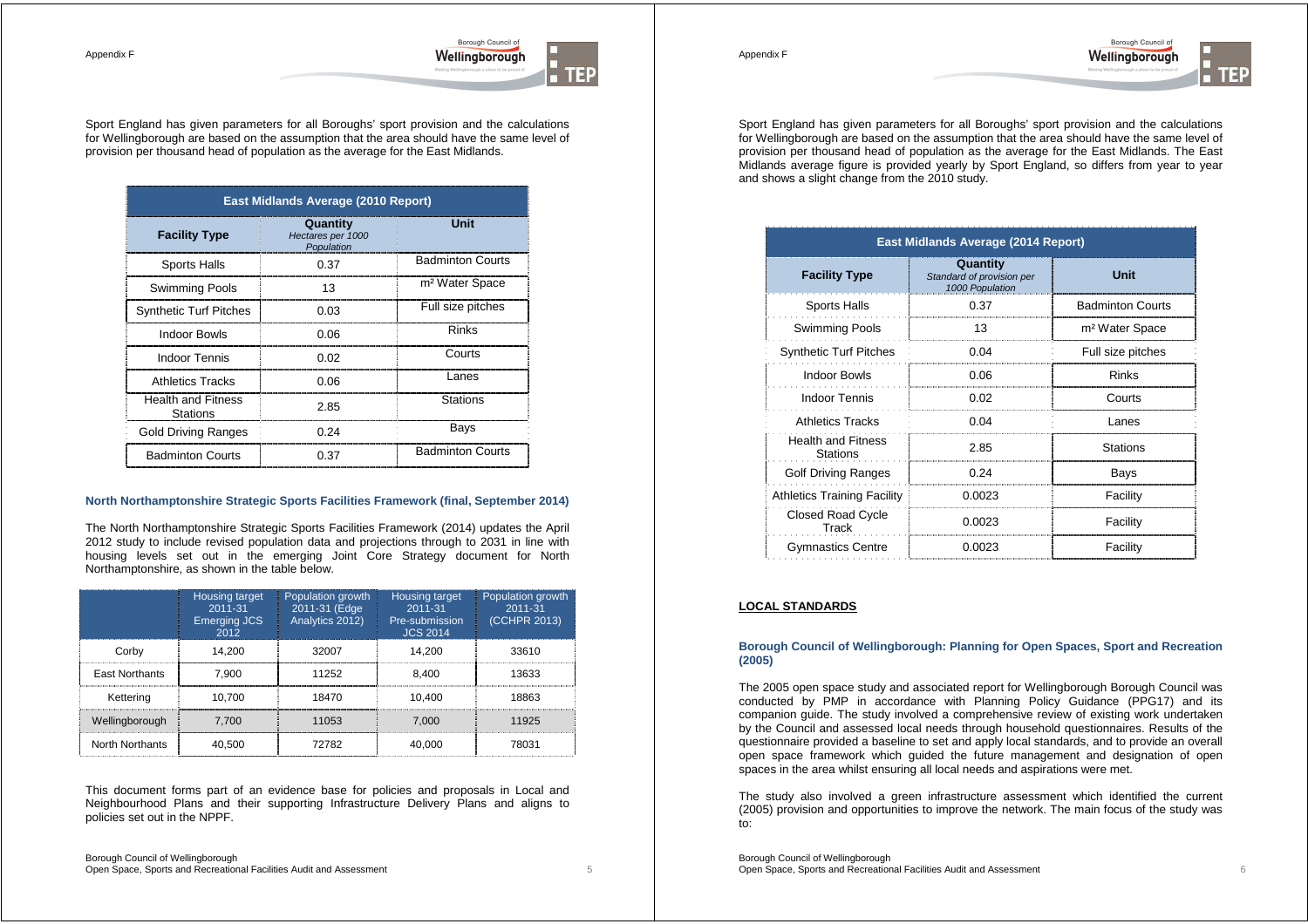Sport England has given parameters for all Boroughs' sport provision and the calculations for Wellingborough are based on the assumption that the area should have the same level of provision per thousand head of population as the average for the East Midlands.

| East Midlands Average (2010 Report) | | |
|---|---|---|
| **Facility Type** | **Quantity** *Hectares per 1000 Population* | **Unit** |
| Sports Halls | 0.37 | Badminton Courts |
| Swimming Pools | 13 | m² Water Space |
| Synthetic Turf Pitches | 0.03 | Full size pitches |
| Indoor Bowls | 0.06 | Rinks |
| Indoor Tennis | 0.02 | Courts |
| Athletics Tracks | 0.06 | Lanes |
| Health and Fitness Stations | 2.85 | Stations |
| Gold Driving Ranges | 0.24 | Bays |
| Badminton Courts | 0.37 | Badminton Courts |

### North Northamptonshire Strategic Sports Facilities Framework (final, September 2014)

The North Northamptonshire Strategic Sports Facilities Framework (2014) updates the April 2012 study to include revised population data and projections through to 2031 in line with housing levels set out in the emerging Joint Core Strategy document for North Northamptonshire, as shown in the table below.

| | Housing target 2011-31 Emerging JCS 2012 | Population growth 2011-31 (Edge Analytics 2012) | Housing target 2011-31 Pre-submission JCS 2014 | Population growth 2011-31 (CCHPR 2013) |
|---|---|---|---|---|
| Corby | 14,200 | 32007 | 14,200 | 33610 |
| East Northants | 7,900 | 11252 | 8,400 | 13633 |
| Kettering | 10,700 | 18470 | 10,400 | 18863 |
| Wellingborough | 7,700 | 11053 | 7,000 | 11925 |
| North Northants | 40,500 | 72782 | 40,000 | 78031 |

This document forms part of an evidence base for policies and proposals in Local and Neighbourhood Plans and their supporting Infrastructure Delivery Plans and aligns to policies set out in the NPPF.

Sport England has given parameters for all Boroughs' sport provision and the calculations for Wellingborough are based on the assumption that the area should have the same level of provision per thousand head of population as the average for the East Midlands. The East Midlands average figure is provided yearly by Sport England, so differs from year to year and shows a slight change from the 2010 study.

| East Midlands Average (2014 Report) | | |
|---|---|---|
| **Facility Type** | **Quantity** *Standard of provision per 1000 Population* | **Unit** |
| Sports Halls | 0.37 | Badminton Courts |
| Swimming Pools | 13 | m² Water Space |
| Synthetic Turf Pitches | 0.04 | Full size pitches |
| Indoor Bowls | 0.06 | Rinks |
| Indoor Tennis | 0.02 | Courts |
| Athletics Tracks | 0.04 | Lanes |
| Health and Fitness Stations | 2.85 | Stations |
| Golf Driving Ranges | 0.24 | Bays |
| Athletics Training Facility | 0.0023 | Facility |
| Closed Road Cycle Track | 0.0023 | Facility |
| Gymnastics Centre | 0.0023 | Facility |

## LOCAL STANDARDS

### Borough Council of Wellingborough: Planning for Open Spaces, Sport and Recreation (2005)

The 2005 open space study and associated report for Wellingborough Borough Council was conducted by PMP in accordance with Planning Policy Guidance (PPG17) and its companion guide. The study involved a comprehensive review of existing work undertaken by the Council and assessed local needs through household questionnaires. Results of the questionnaire provided a baseline to set and apply local standards, and to provide an overall open space framework which guided the future management and designation of open spaces in the area whilst ensuring all local needs and aspirations were met.

The study also involved a green infrastructure assessment which identified the current (2005) provision and opportunities to improve the network. The main focus of the study was to: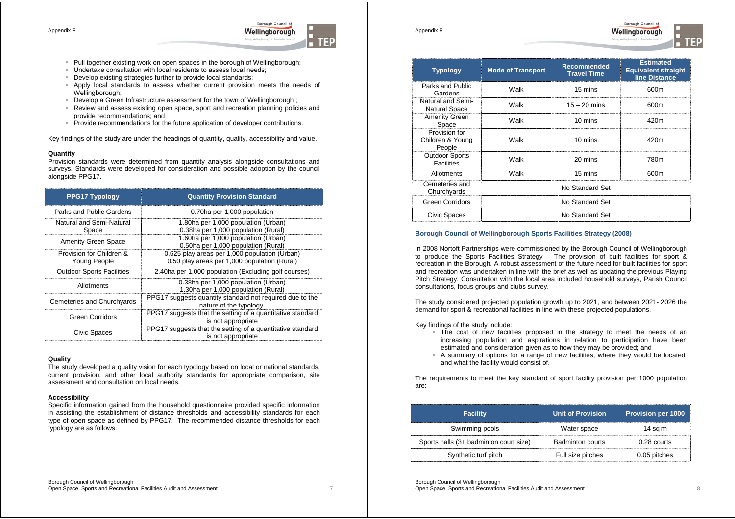- Pull together existing work on open spaces in the borough of Wellingborough;
- Undertake consultation with local residents to assess local needs;
- Develop existing strategies further to provide local standards;
- Apply local standards to assess whether current provision meets the needs of Wellingborough;
- Develop a Green Infrastructure assessment for the town of Wellingborough ;
- Review and assess existing open space, sport and recreation planning policies and provide recommendations; and
- Provide recommendations for the future application of developer contributions.

Key findings of the study are under the headings of quantity, quality, accessibility and value.

**Quantity**

Provision standards were determined from quantity analysis alongside consultations and surveys. Standards were developed for consideration and possible adoption by the council alongside PPG17.

| PPG17 Typology | Quantity Provision Standard |
|---|---|
| Parks and Public Gardens | 0.70ha per 1,000 population |
| Natural and Semi-Natural Space | 1.80ha per 1,000 population (Urban)<br>0.38ha per 1,000 population (Rural) |
| Amenity Green Space | 1.60ha per 1,000 population (Urban)<br>0.50ha per 1,000 population (Rural) |
| Provision for Children & Young People | 0.625 play areas per 1,000 population (Urban)<br>0.50 play areas per 1,000 population (Rural) |
| Outdoor Sports Facilities | 2.40ha per 1,000 population (Excluding golf courses) |
| Allotments | 0.38ha per 1,000 population (Urban)<br>1.30ha per 1,000 population (Rural) |
| Cemeteries and Churchyards | PPG17 suggests quantity standard not required due to the nature of the typology. |
| Green Corridors | PPG17 suggests that the setting of a quantitative standard is not appropriate |
| Civic Spaces | PPG17 suggests that the setting of a quantitative standard is not appropriate |

**Quality**

The study developed a quality vision for each typology based on local or national standards, current provision, and other local authority standards for appropriate comparison, site assessment and consultation on local needs.

**Accessibility**

Specific information gained from the household questionnaire provided specific information in assisting the establishment of distance thresholds and accessibility standards for each type of open space as defined by PPG17. The recommended distance thresholds for each typology are as follows:

| Typology | Mode of Transport | Recommended Travel Time | Estimated Equivalent straight line Distance |
|---|---|---|---|
| Parks and Public Gardens | Walk | 15 mins | 600m |
| Natural and Semi-Natural Space | Walk | 15 – 20 mins | 600m |
| Amenity Green Space | Walk | 10 mins | 420m |
| Provision for Children & Young People | Walk | 10 mins | 420m |
| Outdoor Sports Facilities | Walk | 20 mins | 780m |
| Allotments | Walk | 15 mins | 600m |
| Cemeteries and Churchyards | No Standard Set | | |
| Green Corridors | No Standard Set | | |
| Civic Spaces | No Standard Set | | |

**Borough Council of Wellingborough Sports Facilities Strategy (2008)**

In 2008 Nortoft Partnerships were commissioned by the Borough Council of Wellingborough to produce the Sports Facilities Strategy – The provision of built facilities for sport & recreation in the Borough. A robust assessment of the future need for built facilities for sport and recreation was undertaken in line with the brief as well as updating the previous Playing Pitch Strategy. Consultation with the local area included household surveys, Parish Council consultations, focus groups and clubs survey.

The study considered projected population growth up to 2021, and between 2021- 2026 the demand for sport & recreational facilities in line with these projected populations.

Key findings of the study include:

- The cost of new facilities proposed in the strategy to meet the needs of an increasing population and aspirations in relation to participation have been estimated and consideration given as to how they may be provided; and
- A summary of options for a range of new facilities, where they would be located, and what the facility would consist of.

The requirements to meet the key standard of sport facility provision per 1000 population are:

| Facility | Unit of Provision | Provision per 1000 |
|---|---|---|
| Swimming pools | Water space | 14 sq m |
| Sports halls (3+ badminton court size) | Badminton courts | 0.28 courts |
| Synthetic turf pitch | Full size pitches | 0.05 pitches |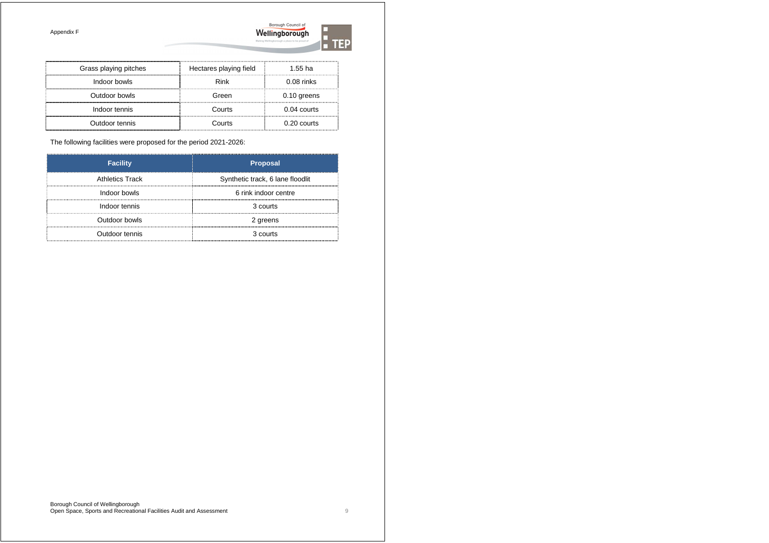| | | |
|---|---|---|
| Grass playing pitches | Hectares playing field | 1.55 ha |
| Indoor bowls | Rink | 0.08 rinks |
| Outdoor bowls | Green | 0.10 greens |
| Indoor tennis | Courts | 0.04 courts |
| Outdoor tennis | Courts | 0.20 courts |

The following facilities were proposed for the period 2021-2026:

| Facility | Proposal |
|---|---|
| Athletics Track | Synthetic track, 6 lane floodlit |
| Indoor bowls | 6 rink indoor centre |
| Indoor tennis | 3 courts |
| Outdoor bowls | 2 greens |
| Outdoor tennis | 3 courts |